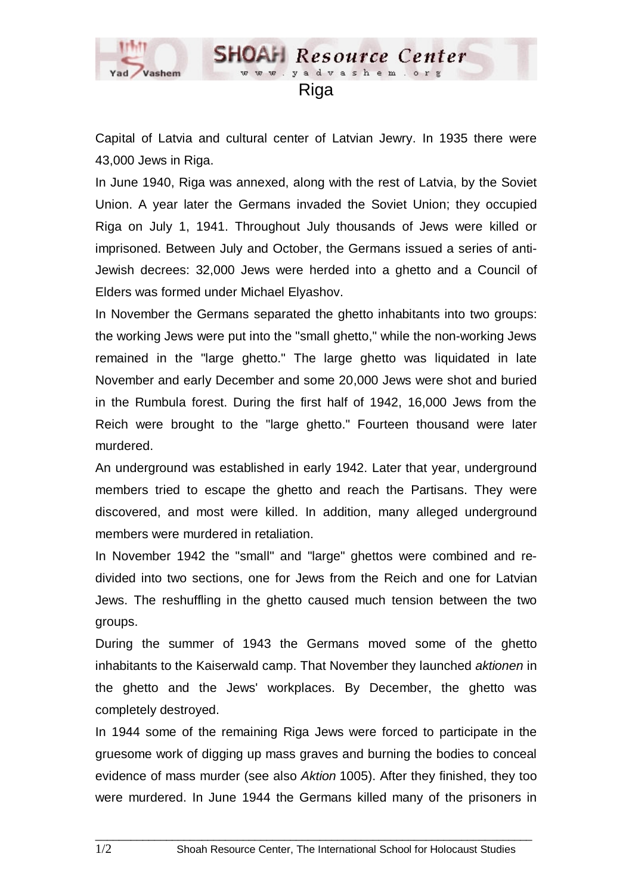# Riga

Capital of Latvia and cultural center of Latvian Jewry. In 1935 there were 43,000 Jews in Riga.

In June 1940, Riga was annexed, along with the rest of Latvia, by the Soviet Union. A year later the Germans invaded the Soviet Union; they occupied Riga on July 1, 1941. Throughout July thousands of Jews were killed or imprisoned. Between July and October, the Germans issued a series of anti-Jewish decrees: 32,000 Jews were herded into a ghetto and a Council of Elders was formed under Michael Elyashov.

In November the Germans separated the ghetto inhabitants into two groups: the working Jews were put into the "small ghetto," while the non-working Jews remained in the "large ghetto." The large ghetto was liquidated in late November and early December and some 20,000 Jews were shot and buried in the Rumbula forest. During the first half of 1942, 16,000 Jews from the Reich were brought to the "large ghetto." Fourteen thousand were later murdered.

An underground was established in early 1942. Later that year, underground members tried to escape the ghetto and reach the Partisans. They were discovered, and most were killed. In addition, many alleged underground members were murdered in retaliation.

In November 1942 the "small" and "large" ghettos were combined and re-divided into two sections, one for Jews from the Reich and one for Latvian Jews. The reshuffling in the ghetto caused much tension between the two groups.

During the summer of 1943 the Germans moved some of the ghetto inhabitants to the Kaiserwald camp. That November they launched *aktionen* in the ghetto and the Jews' workplaces. By December, the ghetto was completely destroyed.

In 1944 some of the remaining Riga Jews were forced to participate in the gruesome work of digging up mass graves and burning the bodies to conceal evidence of mass murder (see also *Aktion* 1005). After they finished, they too were murdered. In June 1944 the Germans killed many of the prisoners in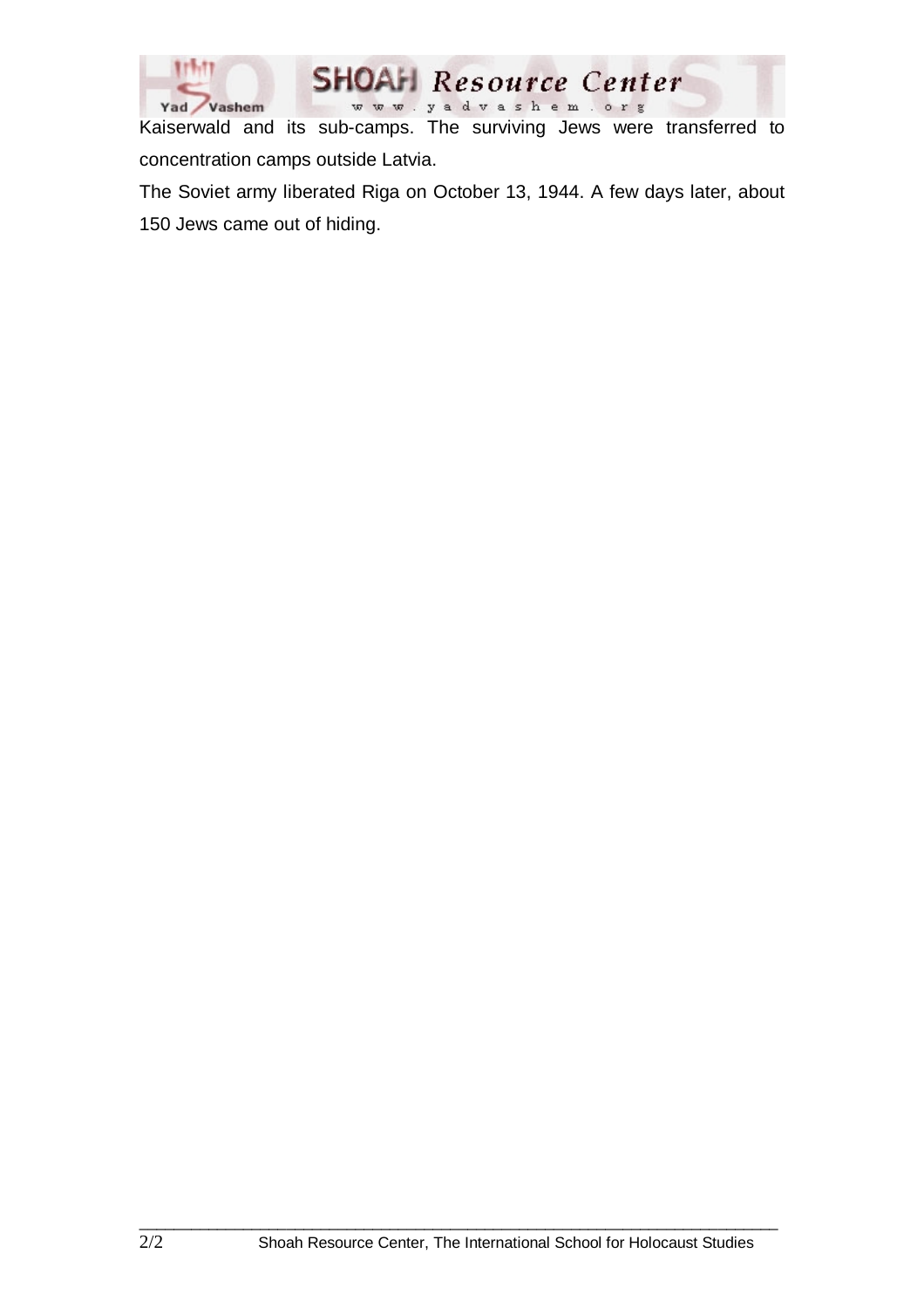Kaiserwald and its sub-camps. The surviving Jews were transferred to concentration camps outside Latvia.

The Soviet army liberated Riga on October 13, 1944. A few days later, about 150 Jews came out of hiding.